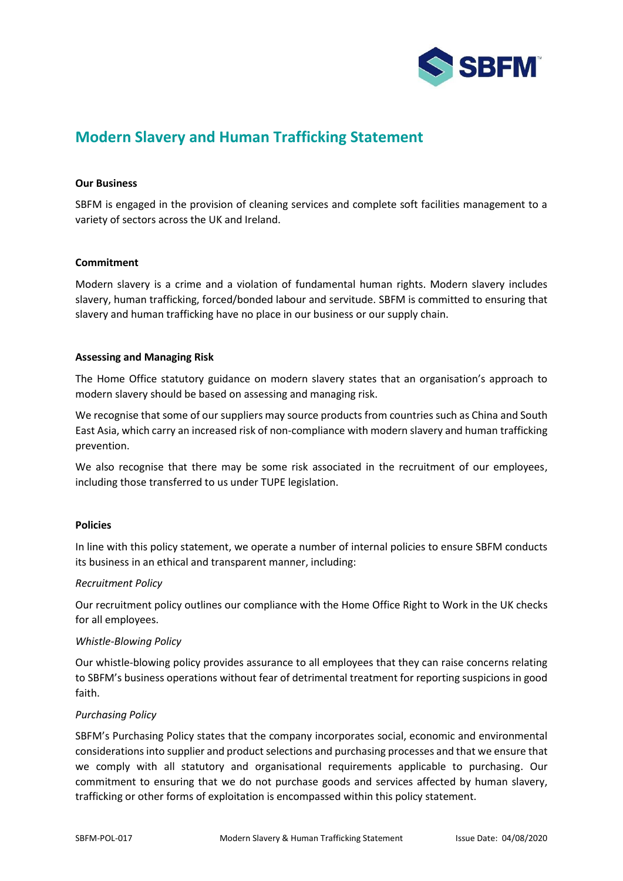# Modern Slavery and Human Trafficking Statement

**Our Business**

SBFM is engaged in the provision of cleaning services and complete soft facilities management to a variety of sectors across the UK and Ireland.

**Commitment**

Modern slavery is a crime and a violation of fundamental human rights. Modern slavery includes slavery, human trafficking, forced/bonded labour and servitude. SBFM is committed to ensuring that slavery and human trafficking have no place in our business or our supply chain.

**Assessing and Managing Risk**

The Home Office statutory guidance on modern slavery states that an organisation's approach to modern slavery should be based on assessing and managing risk.

We recognise that some of our suppliers may source products from countries such as China and South East Asia, which carry an increased risk of non-compliance with modern slavery and human trafficking prevention.

We also recognise that there may be some risk associated in the recruitment of our employees, including those transferred to us under TUPE legislation.

**Policies**

In line with this policy statement, we operate a number of internal policies to ensure SBFM conducts its business in an ethical and transparent manner, including:

*Recruitment Policy*

Our recruitment policy outlines our compliance with the Home Office Right to Work in the UK checks for all employees.

*Whistle-Blowing Policy*

Our whistle-blowing policy provides assurance to all employees that they can raise concerns relating to SBFM's business operations without fear of detrimental treatment for reporting suspicions in good faith.

*Purchasing Policy*

SBFM's Purchasing Policy states that the company incorporates social, economic and environmental considerations into supplier and product selections and purchasing processes and that we ensure that we comply with all statutory and organisational requirements applicable to purchasing. Our commitment to ensuring that we do not purchase goods and services affected by human slavery, trafficking or other forms of exploitation is encompassed within this policy statement.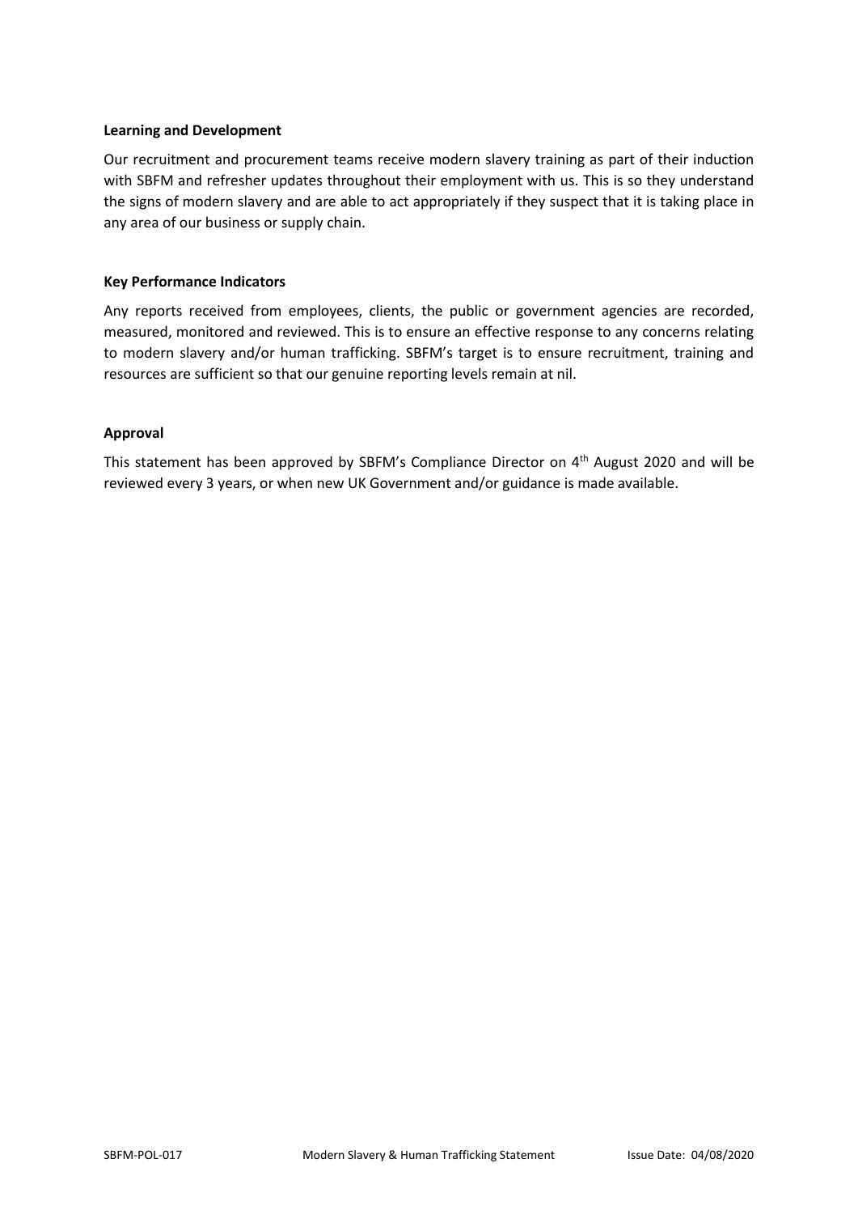**Learning and Development**

Our recruitment and procurement teams receive modern slavery training as part of their induction with SBFM and refresher updates throughout their employment with us. This is so they understand the signs of modern slavery and are able to act appropriately if they suspect that it is taking place in any area of our business or supply chain.

**Key Performance Indicators**

Any reports received from employees, clients, the public or government agencies are recorded, measured, monitored and reviewed. This is to ensure an effective response to any concerns relating to modern slavery and/or human trafficking. SBFM's target is to ensure recruitment, training and resources are sufficient so that our genuine reporting levels remain at nil.

**Approval**

This statement has been approved by SBFM's Compliance Director on 4th August 2020 and will be reviewed every 3 years, or when new UK Government and/or guidance is made available.